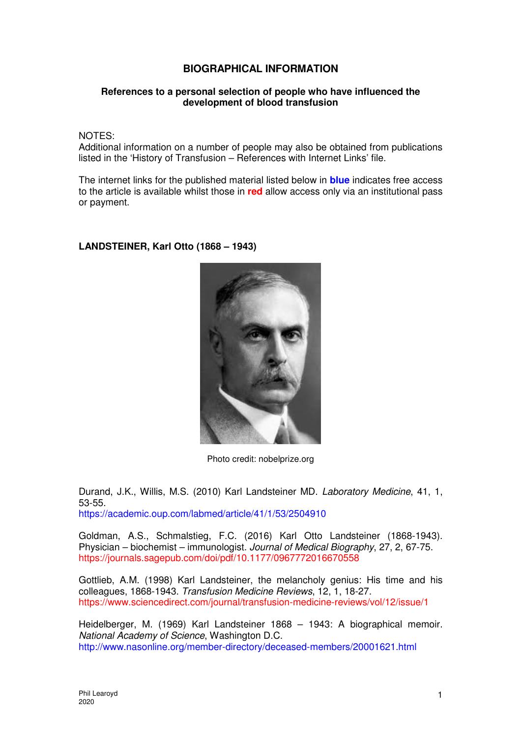# BIOGRAPHICAL INFORMATION

## References to a personal selection of people who have influenced the development of blood transfusion

NOTES:
Additional information on a number of people may also be obtained from publications listed in the 'History of Transfusion – References with Internet Links' file.

The internet links for the published material listed below in **blue** indicates free access to the article is available whilst those in **red** allow access only via an institutional pass or payment.

### LANDSTEINER, Karl Otto (1868 – 1943)

Photo credit: nobelprize.org

Durand, J.K., Willis, M.S. (2010) Karl Landsteiner MD. *Laboratory Medicine*, 41, 1, 53-55.
https://academic.oup.com/labmed/article/41/1/53/2504910

Goldman, A.S., Schmalstieg, F.C. (2016) Karl Otto Landsteiner (1868-1943). Physician – biochemist – immunologist. *Journal of Medical Biography*, 27, 2, 67-75.
https://journals.sagepub.com/doi/pdf/10.1177/0967772016670558

Gottlieb, A.M. (1998) Karl Landsteiner, the melancholy genius: His time and his colleagues, 1868-1943. *Transfusion Medicine Reviews*, 12, 1, 18-27.
https://www.sciencedirect.com/journal/transfusion-medicine-reviews/vol/12/issue/1

Heidelberger, M. (1969) Karl Landsteiner 1868 – 1943: A biographical memoir. *National Academy of Science*, Washington D.C.
http://www.nasonline.org/member-directory/deceased-members/20001621.html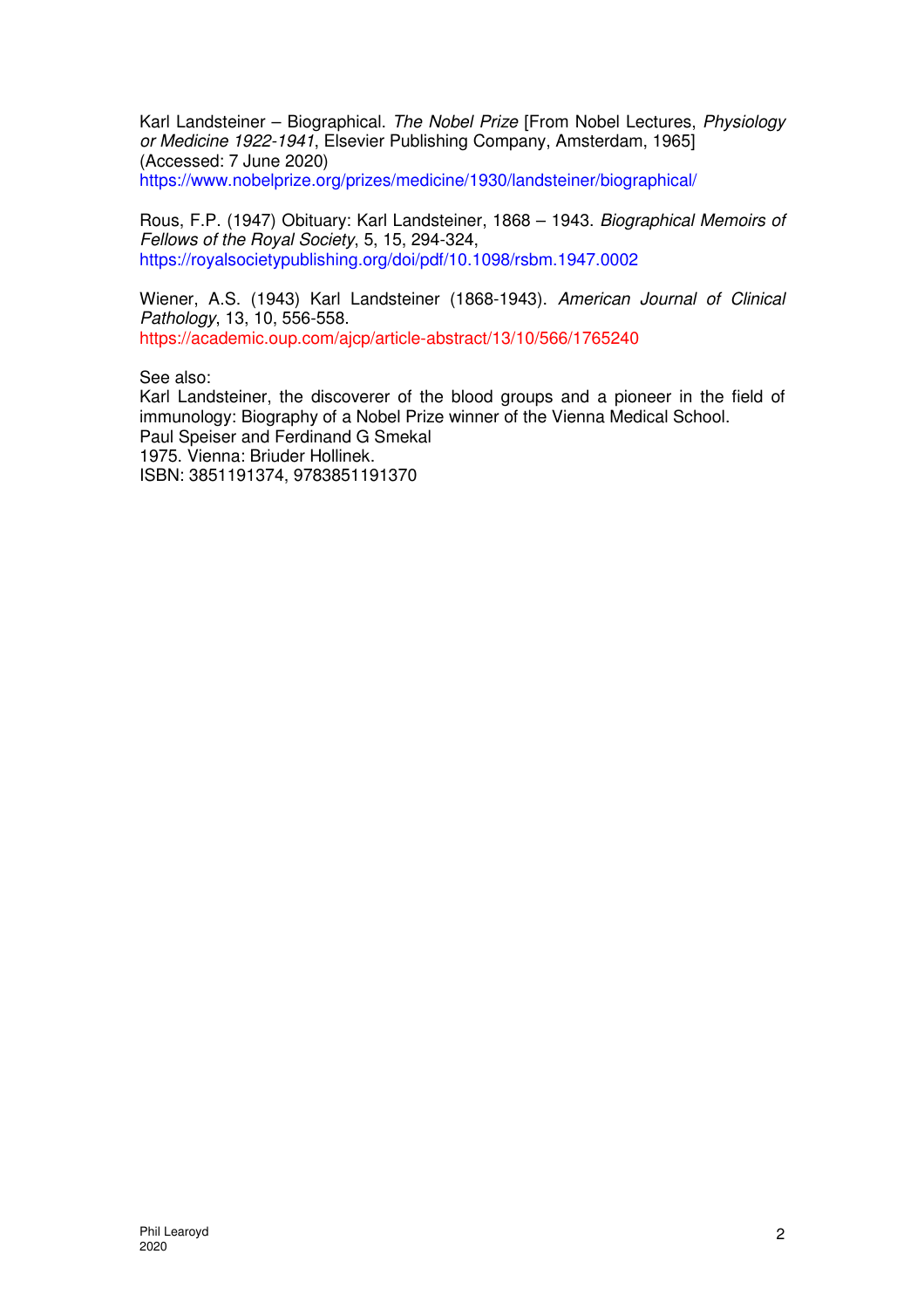Karl Landsteiner – Biographical. *The Nobel Prize* [From Nobel Lectures, *Physiology or Medicine 1922-1941*, Elsevier Publishing Company, Amsterdam, 1965] (Accessed: 7 June 2020)
https://www.nobelprize.org/prizes/medicine/1930/landsteiner/biographical/

Rous, F.P. (1947) Obituary: Karl Landsteiner, 1868 – 1943. *Biographical Memoirs of Fellows of the Royal Society*, 5, 15, 294-324,
https://royalsocietypublishing.org/doi/pdf/10.1098/rsbm.1947.0002

Wiener, A.S. (1943) Karl Landsteiner (1868-1943). *American Journal of Clinical Pathology*, 13, 10, 556-558.
https://academic.oup.com/ajcp/article-abstract/13/10/566/1765240

See also:
Karl Landsteiner, the discoverer of the blood groups and a pioneer in the field of immunology: Biography of a Nobel Prize winner of the Vienna Medical School.
Paul Speiser and Ferdinand G Smekal
1975. Vienna: Briuder Hollinek.
ISBN: 3851191374, 9783851191370